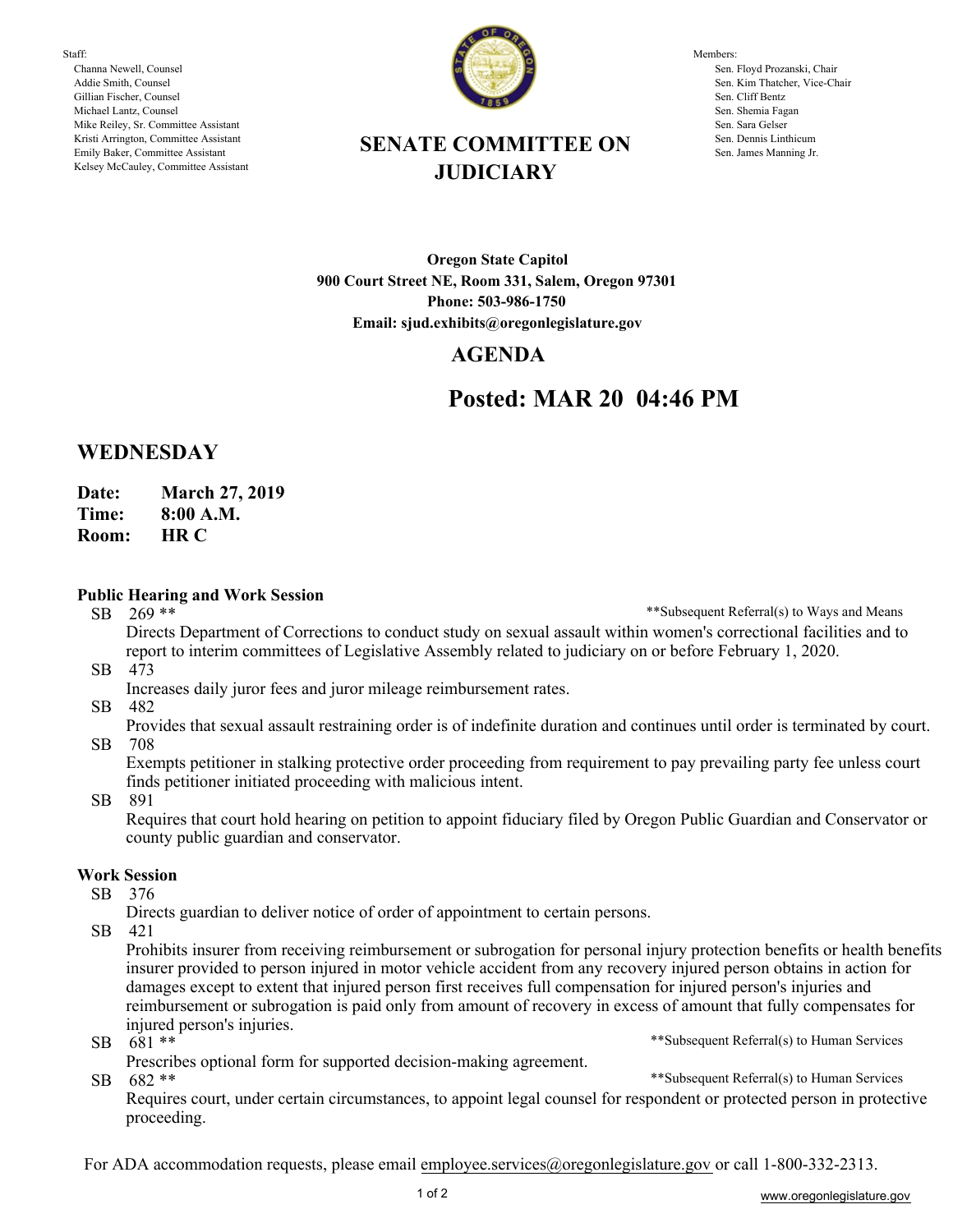Staff:
- Channa Newell, Counsel
- Addie Smith, Counsel
- Gillian Fischer, Counsel
- Michael Lantz, Counsel
- Mike Reiley, Sr. Committee Assistant
- Kristi Arrington, Committee Assistant
- Emily Baker, Committee Assistant
- Kelsey McCauley, Committee Assistant

# SENATE COMMITTEE ON JUDICIARY

Members:
- Sen. Floyd Prozanski, Chair
- Sen. Kim Thatcher, Vice-Chair
- Sen. Cliff Bentz
- Sen. Shemia Fagan
- Sen. Sara Gelser
- Sen. Dennis Linthicum
- Sen. James Manning Jr.

**Oregon State Capitol**
**900 Court Street NE, Room 331, Salem, Oregon 97301**
**Phone: 503-986-1750**
**Email: sjud.exhibits@oregonlegislature.gov**

## AGENDA

## Posted: MAR 20 04:46 PM

## WEDNESDAY

**Date:** **March 27, 2019**
**Time:** **8:00 A.M.**
**Room:** **HR C**

### Public Hearing and Work Session

SB 269 ** — **Subsequent Referral(s) to Ways and Means
Directs Department of Corrections to conduct study on sexual assault within women's correctional facilities and to report to interim committees of Legislative Assembly related to judiciary on or before February 1, 2020.

SB 473
Increases daily juror fees and juror mileage reimbursement rates.

SB 482
Provides that sexual assault restraining order is of indefinite duration and continues until order is terminated by court.

SB 708
Exempts petitioner in stalking protective order proceeding from requirement to pay prevailing party fee unless court finds petitioner initiated proceeding with malicious intent.

SB 891
Requires that court hold hearing on petition to appoint fiduciary filed by Oregon Public Guardian and Conservator or county public guardian and conservator.

### Work Session

SB 376
Directs guardian to deliver notice of order of appointment to certain persons.

SB 421
Prohibits insurer from receiving reimbursement or subrogation for personal injury protection benefits or health benefits insurer provided to person injured in motor vehicle accident from any recovery injured person obtains in action for damages except to extent that injured person first receives full compensation for injured person's injuries and reimbursement or subrogation is paid only from amount of recovery in excess of amount that fully compensates for injured person's injuries.

SB 681 ** — **Subsequent Referral(s) to Human Services
Prescribes optional form for supported decision-making agreement.

SB 682 ** — **Subsequent Referral(s) to Human Services
Requires court, under certain circumstances, to appoint legal counsel for respondent or protected person in protective proceeding.

For ADA accommodation requests, please email employee.services@oregonlegislature.gov or call 1-800-332-2313.

www.oregonlegislature.gov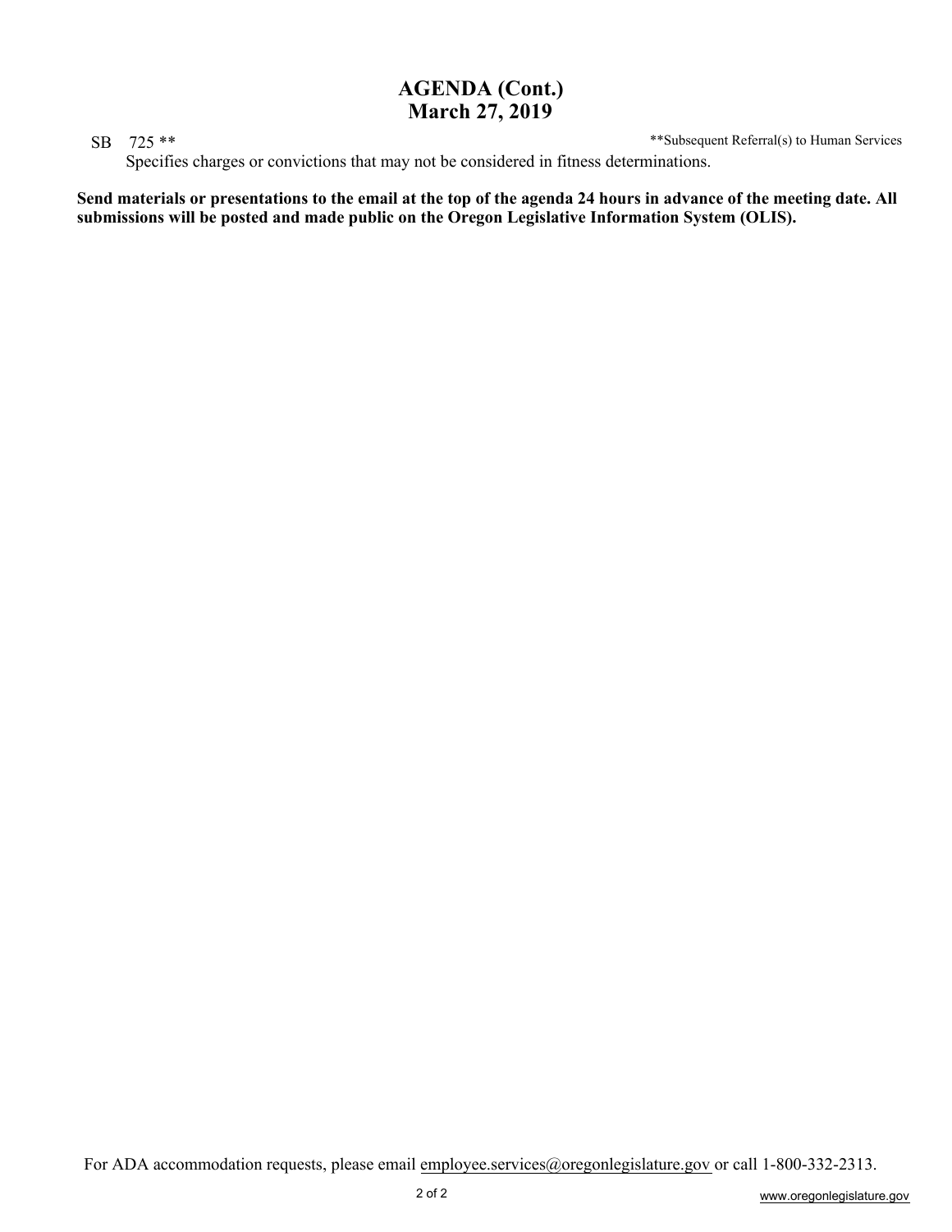# AGENDA (Cont.)
## March 27, 2019

SB 725 ** **Subsequent Referral(s) to Human Services

Specifies charges or convictions that may not be considered in fitness determinations.

**Send materials or presentations to the email at the top of the agenda 24 hours in advance of the meeting date. All submissions will be posted and made public on the Oregon Legislative Information System (OLIS).**

For ADA accommodation requests, please email employee.services@oregonlegislature.gov or call 1-800-332-2313.

www.oregonlegislature.gov